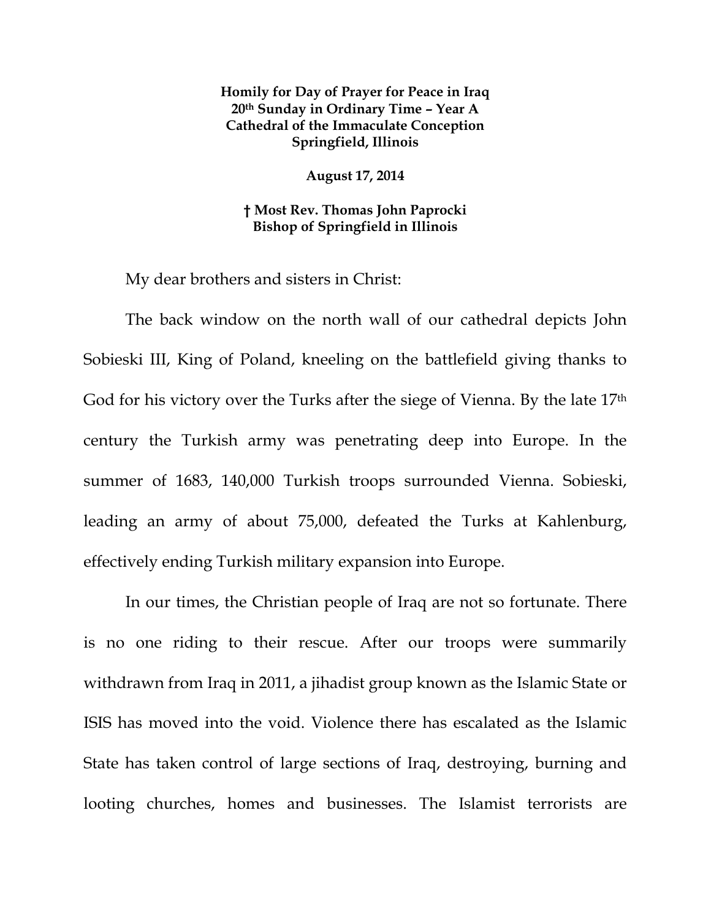**Homily for Day of Prayer for Peace in Iraq**
**20th Sunday in Ordinary Time – Year A**
**Cathedral of the Immaculate Conception**
**Springfield, Illinois**

**August 17, 2014**

**† Most Rev. Thomas John Paprocki**
**Bishop of Springfield in Illinois**

My dear brothers and sisters in Christ:

The back window on the north wall of our cathedral depicts John Sobieski III, King of Poland, kneeling on the battlefield giving thanks to God for his victory over the Turks after the siege of Vienna. By the late 17th century the Turkish army was penetrating deep into Europe. In the summer of 1683, 140,000 Turkish troops surrounded Vienna. Sobieski, leading an army of about 75,000, defeated the Turks at Kahlenburg, effectively ending Turkish military expansion into Europe.

In our times, the Christian people of Iraq are not so fortunate. There is no one riding to their rescue. After our troops were summarily withdrawn from Iraq in 2011, a jihadist group known as the Islamic State or ISIS has moved into the void. Violence there has escalated as the Islamic State has taken control of large sections of Iraq, destroying, burning and looting churches, homes and businesses. The Islamist terrorists are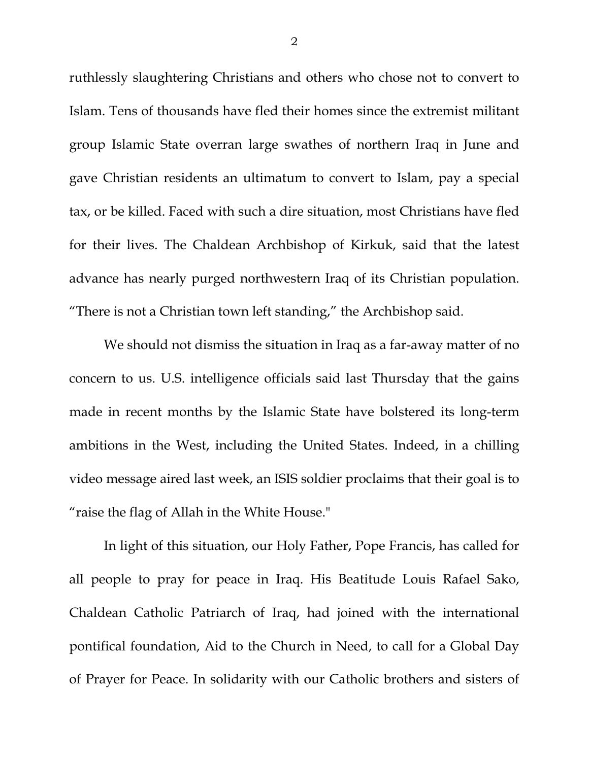ruthlessly slaughtering Christians and others who chose not to convert to Islam. Tens of thousands have fled their homes since the extremist militant group Islamic State overran large swathes of northern Iraq in June and gave Christian residents an ultimatum to convert to Islam, pay a special tax, or be killed. Faced with such a dire situation, most Christians have fled for their lives. The Chaldean Archbishop of Kirkuk, said that the latest advance has nearly purged northwestern Iraq of its Christian population. "There is not a Christian town left standing," the Archbishop said.

We should not dismiss the situation in Iraq as a far-away matter of no concern to us. U.S. intelligence officials said last Thursday that the gains made in recent months by the Islamic State have bolstered its long-term ambitions in the West, including the United States. Indeed, in a chilling video message aired last week, an ISIS soldier proclaims that their goal is to "raise the flag of Allah in the White House."

In light of this situation, our Holy Father, Pope Francis, has called for all people to pray for peace in Iraq. His Beatitude Louis Rafael Sako, Chaldean Catholic Patriarch of Iraq, had joined with the international pontifical foundation, Aid to the Church in Need, to call for a Global Day of Prayer for Peace. In solidarity with our Catholic brothers and sisters of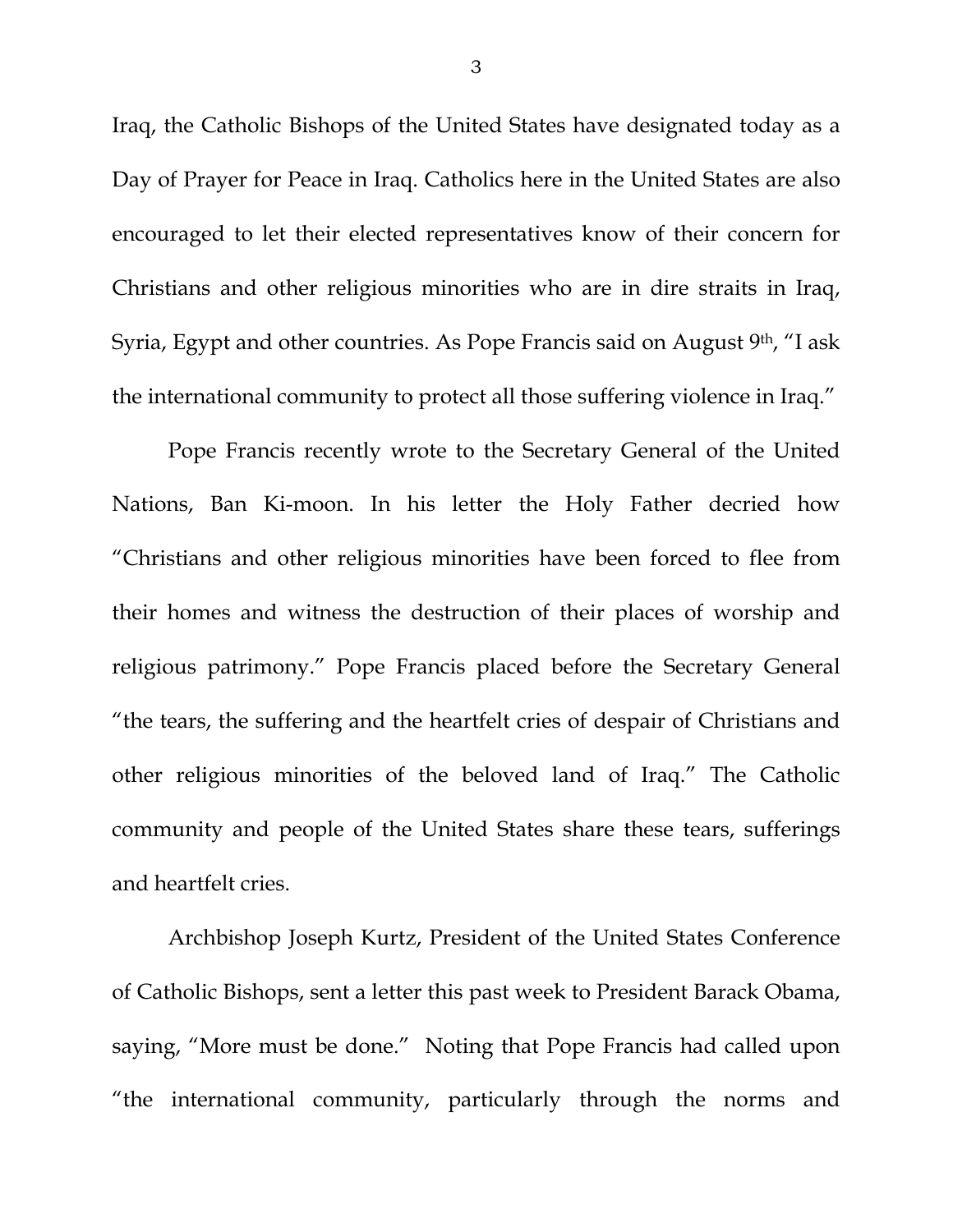Iraq, the Catholic Bishops of the United States have designated today as a Day of Prayer for Peace in Iraq. Catholics here in the United States are also encouraged to let their elected representatives know of their concern for Christians and other religious minorities who are in dire straits in Iraq, Syria, Egypt and other countries. As Pope Francis said on August 9th, "I ask the international community to protect all those suffering violence in Iraq."

Pope Francis recently wrote to the Secretary General of the United Nations, Ban Ki-moon. In his letter the Holy Father decried how "Christians and other religious minorities have been forced to flee from their homes and witness the destruction of their places of worship and religious patrimony." Pope Francis placed before the Secretary General "the tears, the suffering and the heartfelt cries of despair of Christians and other religious minorities of the beloved land of Iraq." The Catholic community and people of the United States share these tears, sufferings and heartfelt cries.

Archbishop Joseph Kurtz, President of the United States Conference of Catholic Bishops, sent a letter this past week to President Barack Obama, saying, "More must be done." Noting that Pope Francis had called upon "the international community, particularly through the norms and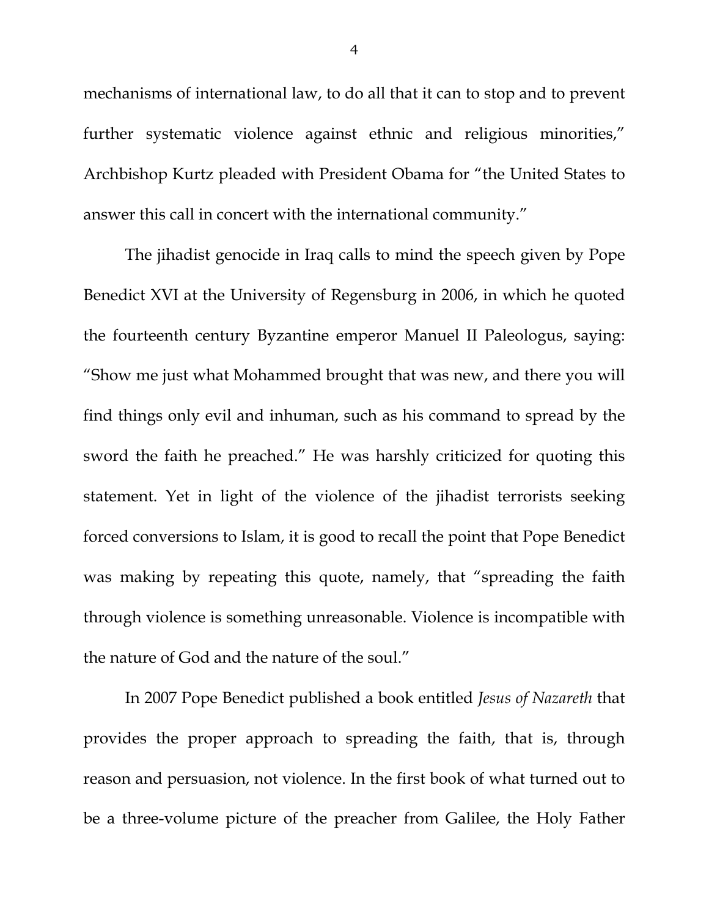mechanisms of international law, to do all that it can to stop and to prevent further systematic violence against ethnic and religious minorities," Archbishop Kurtz pleaded with President Obama for "the United States to answer this call in concert with the international community."

The jihadist genocide in Iraq calls to mind the speech given by Pope Benedict XVI at the University of Regensburg in 2006, in which he quoted the fourteenth century Byzantine emperor Manuel II Paleologus, saying: "Show me just what Mohammed brought that was new, and there you will find things only evil and inhuman, such as his command to spread by the sword the faith he preached." He was harshly criticized for quoting this statement. Yet in light of the violence of the jihadist terrorists seeking forced conversions to Islam, it is good to recall the point that Pope Benedict was making by repeating this quote, namely, that "spreading the faith through violence is something unreasonable. Violence is incompatible with the nature of God and the nature of the soul."

In 2007 Pope Benedict published a book entitled *Jesus of Nazareth* that provides the proper approach to spreading the faith, that is, through reason and persuasion, not violence. In the first book of what turned out to be a three-volume picture of the preacher from Galilee, the Holy Father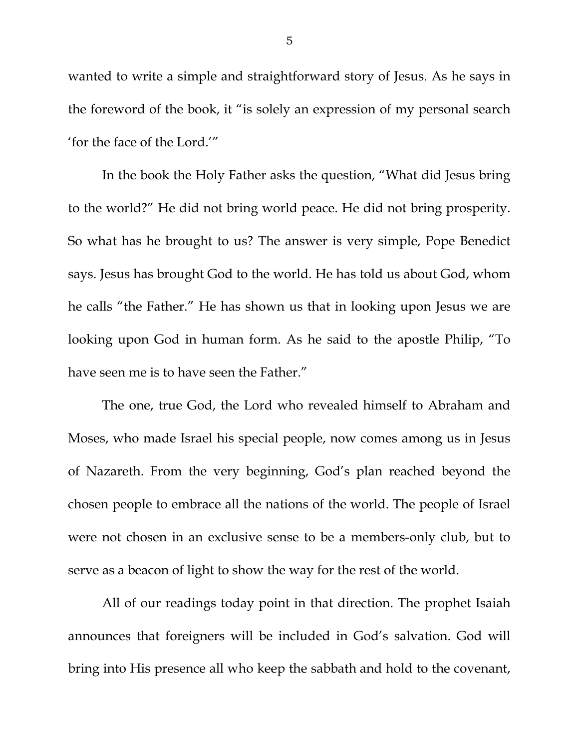wanted to write a simple and straightforward story of Jesus. As he says in the foreword of the book, it "is solely an expression of my personal search 'for the face of the Lord.'"

In the book the Holy Father asks the question, "What did Jesus bring to the world?" He did not bring world peace. He did not bring prosperity. So what has he brought to us? The answer is very simple, Pope Benedict says. Jesus has brought God to the world. He has told us about God, whom he calls "the Father." He has shown us that in looking upon Jesus we are looking upon God in human form. As he said to the apostle Philip, "To have seen me is to have seen the Father."

The one, true God, the Lord who revealed himself to Abraham and Moses, who made Israel his special people, now comes among us in Jesus of Nazareth. From the very beginning, God's plan reached beyond the chosen people to embrace all the nations of the world. The people of Israel were not chosen in an exclusive sense to be a members-only club, but to serve as a beacon of light to show the way for the rest of the world.

All of our readings today point in that direction. The prophet Isaiah announces that foreigners will be included in God's salvation. God will bring into His presence all who keep the sabbath and hold to the covenant,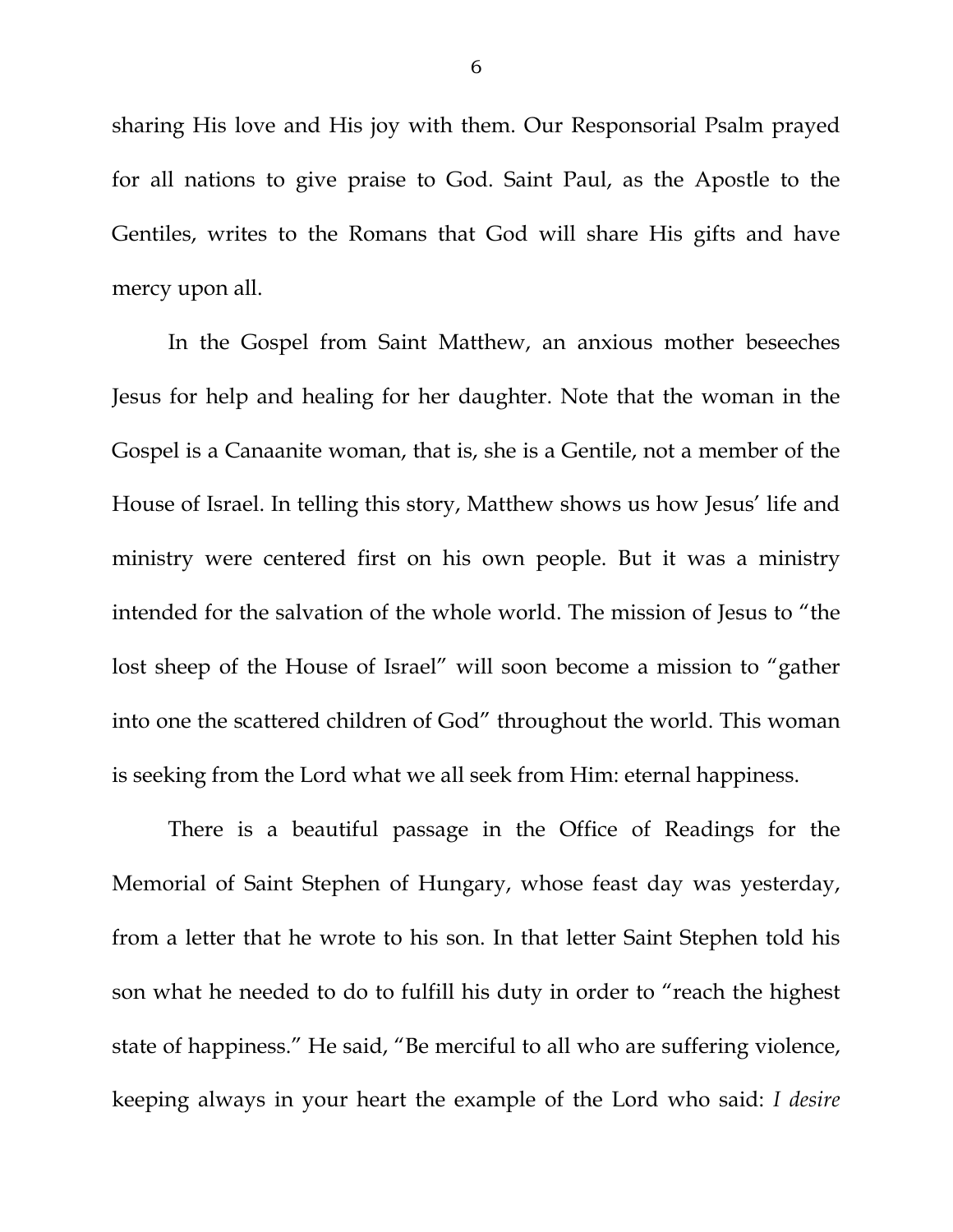sharing His love and His joy with them. Our Responsorial Psalm prayed for all nations to give praise to God. Saint Paul, as the Apostle to the Gentiles, writes to the Romans that God will share His gifts and have mercy upon all.

In the Gospel from Saint Matthew, an anxious mother beseeches Jesus for help and healing for her daughter. Note that the woman in the Gospel is a Canaanite woman, that is, she is a Gentile, not a member of the House of Israel. In telling this story, Matthew shows us how Jesus' life and ministry were centered first on his own people. But it was a ministry intended for the salvation of the whole world. The mission of Jesus to "the lost sheep of the House of Israel" will soon become a mission to "gather into one the scattered children of God" throughout the world. This woman is seeking from the Lord what we all seek from Him: eternal happiness.

There is a beautiful passage in the Office of Readings for the Memorial of Saint Stephen of Hungary, whose feast day was yesterday, from a letter that he wrote to his son. In that letter Saint Stephen told his son what he needed to do to fulfill his duty in order to "reach the highest state of happiness." He said, "Be merciful to all who are suffering violence, keeping always in your heart the example of the Lord who said: *I desire*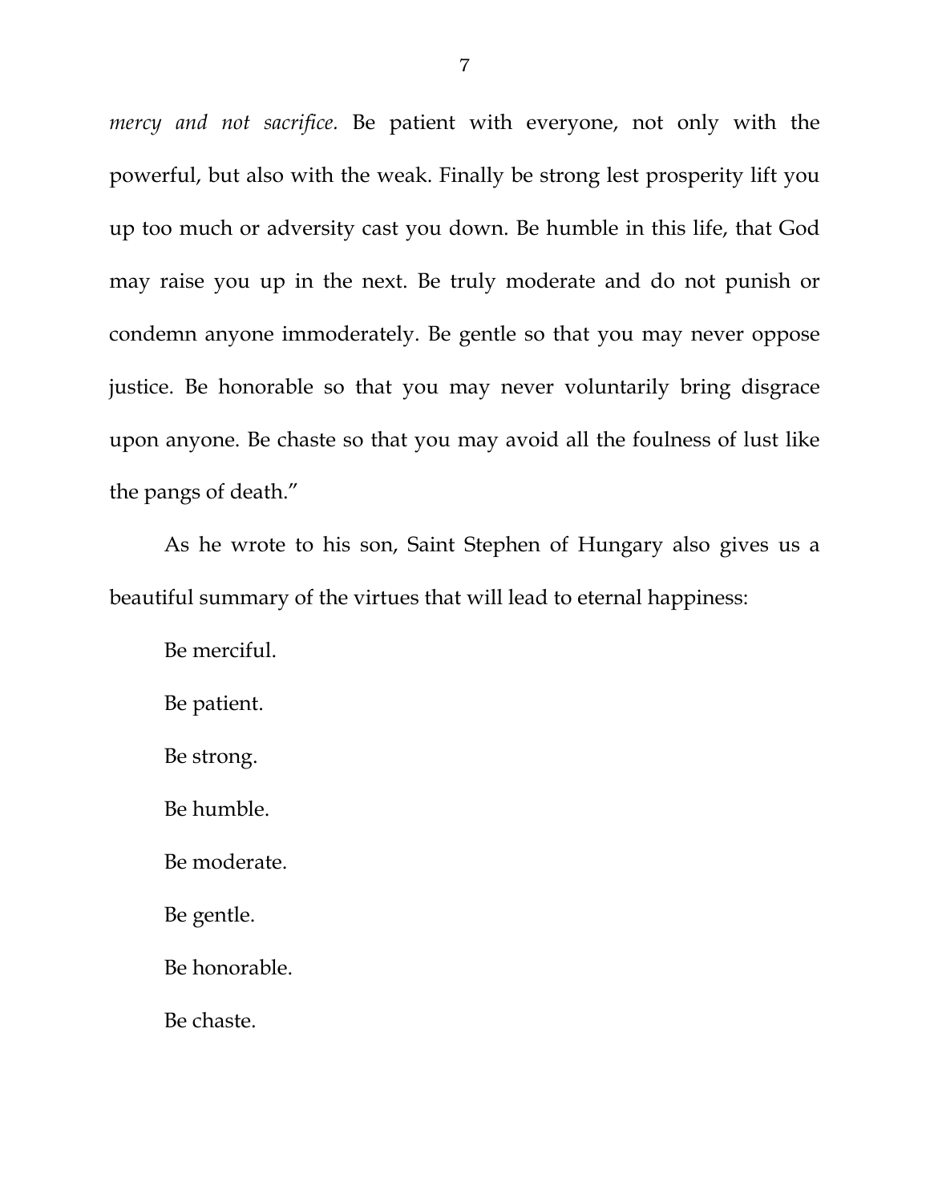*mercy and not sacrifice.* Be patient with everyone, not only with the powerful, but also with the weak. Finally be strong lest prosperity lift you up too much or adversity cast you down. Be humble in this life, that God may raise you up in the next. Be truly moderate and do not punish or condemn anyone immoderately. Be gentle so that you may never oppose justice. Be honorable so that you may never voluntarily bring disgrace upon anyone. Be chaste so that you may avoid all the foulness of lust like the pangs of death."

As he wrote to his son, Saint Stephen of Hungary also gives us a beautiful summary of the virtues that will lead to eternal happiness:

Be merciful.

Be patient.

Be strong.

Be humble.

Be moderate.

Be gentle.

Be honorable.

Be chaste.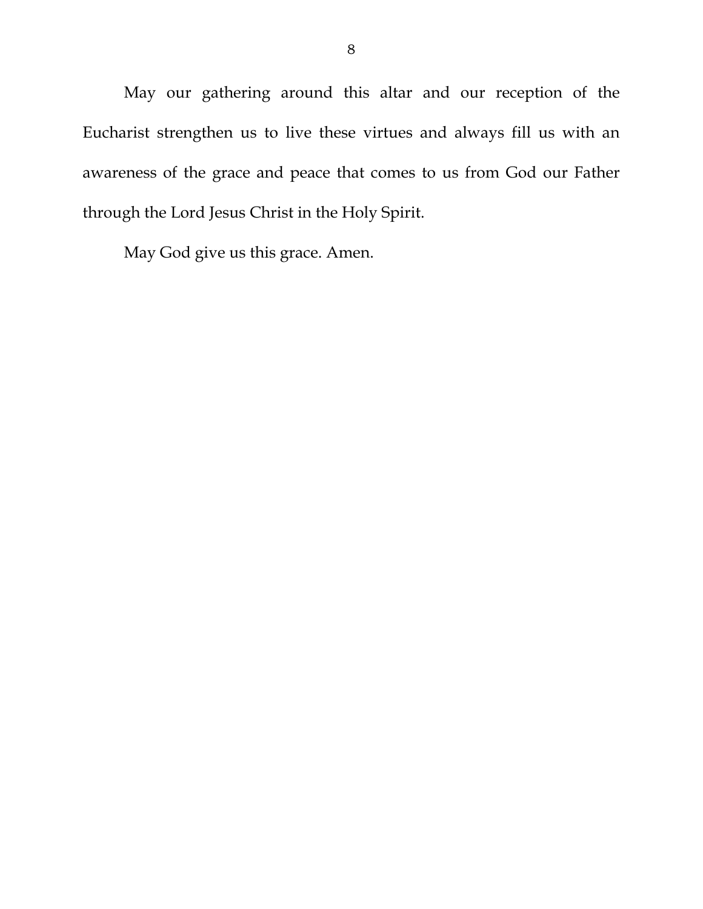May our gathering around this altar and our reception of the Eucharist strengthen us to live these virtues and always fill us with an awareness of the grace and peace that comes to us from God our Father through the Lord Jesus Christ in the Holy Spirit.

May God give us this grace. Amen.